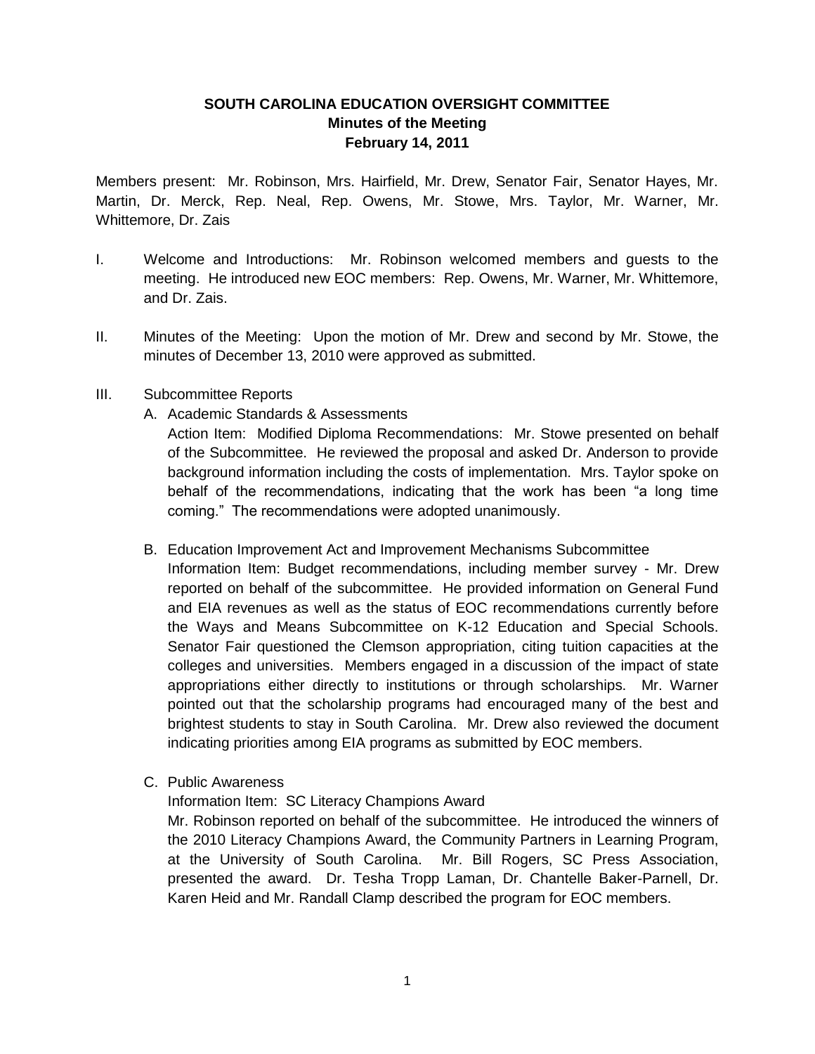# SOUTH CAROLINA EDUCATION OVERSIGHT COMMITTEE
## Minutes of the Meeting
## February 14, 2011

Members present: Mr. Robinson, Mrs. Hairfield, Mr. Drew, Senator Fair, Senator Hayes, Mr. Martin, Dr. Merck, Rep. Neal, Rep. Owens, Mr. Stowe, Mrs. Taylor, Mr. Warner, Mr. Whittemore, Dr. Zais

I. Welcome and Introductions: Mr. Robinson welcomed members and guests to the meeting. He introduced new EOC members: Rep. Owens, Mr. Warner, Mr. Whittemore, and Dr. Zais.

II. Minutes of the Meeting: Upon the motion of Mr. Drew and second by Mr. Stowe, the minutes of December 13, 2010 were approved as submitted.

III. Subcommittee Reports

   A. Academic Standards & Assessments

   Action Item: Modified Diploma Recommendations: Mr. Stowe presented on behalf of the Subcommittee. He reviewed the proposal and asked Dr. Anderson to provide background information including the costs of implementation. Mrs. Taylor spoke on behalf of the recommendations, indicating that the work has been "a long time coming." The recommendations were adopted unanimously.

   B. Education Improvement Act and Improvement Mechanisms Subcommittee

   Information Item: Budget recommendations, including member survey - Mr. Drew reported on behalf of the subcommittee. He provided information on General Fund and EIA revenues as well as the status of EOC recommendations currently before the Ways and Means Subcommittee on K-12 Education and Special Schools. Senator Fair questioned the Clemson appropriation, citing tuition capacities at the colleges and universities. Members engaged in a discussion of the impact of state appropriations either directly to institutions or through scholarships. Mr. Warner pointed out that the scholarship programs had encouraged many of the best and brightest students to stay in South Carolina. Mr. Drew also reviewed the document indicating priorities among EIA programs as submitted by EOC members.

   C. Public Awareness

   Information Item: SC Literacy Champions Award

   Mr. Robinson reported on behalf of the subcommittee. He introduced the winners of the 2010 Literacy Champions Award, the Community Partners in Learning Program, at the University of South Carolina. Mr. Bill Rogers, SC Press Association, presented the award. Dr. Tesha Tropp Laman, Dr. Chantelle Baker-Parnell, Dr. Karen Heid and Mr. Randall Clamp described the program for EOC members.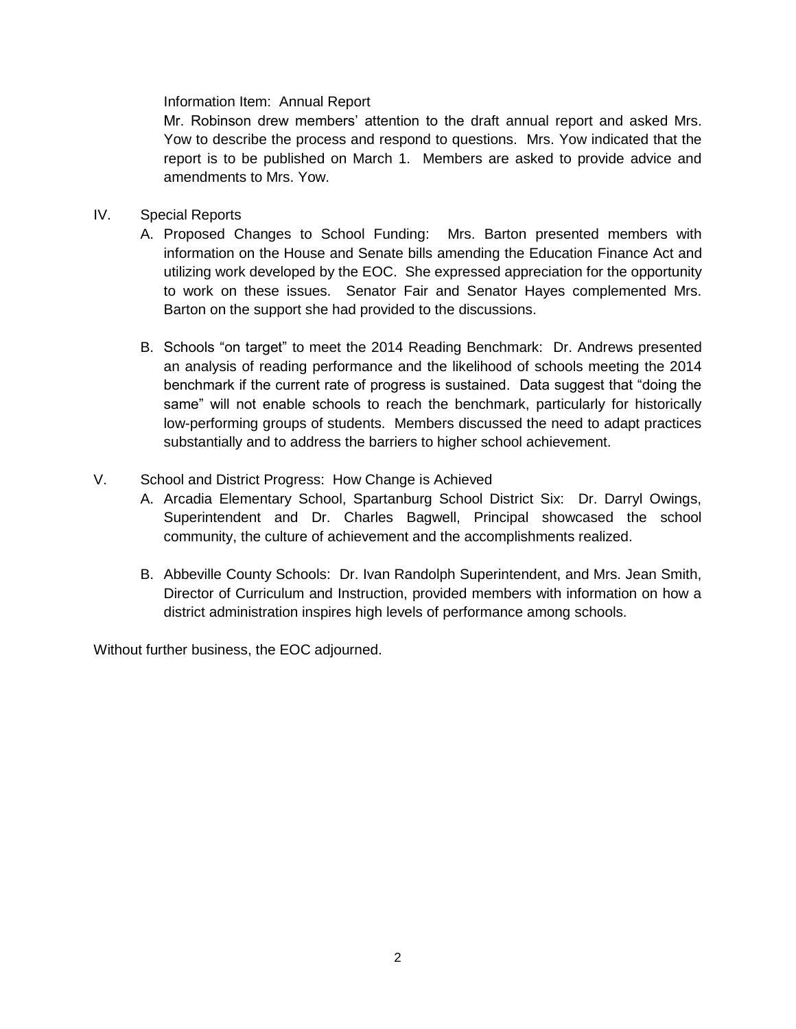Information Item: Annual Report

Mr. Robinson drew members' attention to the draft annual report and asked Mrs. Yow to describe the process and respond to questions. Mrs. Yow indicated that the report is to be published on March 1. Members are asked to provide advice and amendments to Mrs. Yow.

IV. Special Reports

A. Proposed Changes to School Funding: Mrs. Barton presented members with information on the House and Senate bills amending the Education Finance Act and utilizing work developed by the EOC. She expressed appreciation for the opportunity to work on these issues. Senator Fair and Senator Hayes complemented Mrs. Barton on the support she had provided to the discussions.

B. Schools "on target" to meet the 2014 Reading Benchmark: Dr. Andrews presented an analysis of reading performance and the likelihood of schools meeting the 2014 benchmark if the current rate of progress is sustained. Data suggest that "doing the same" will not enable schools to reach the benchmark, particularly for historically low-performing groups of students. Members discussed the need to adapt practices substantially and to address the barriers to higher school achievement.

V. School and District Progress: How Change is Achieved

A. Arcadia Elementary School, Spartanburg School District Six: Dr. Darryl Owings, Superintendent and Dr. Charles Bagwell, Principal showcased the school community, the culture of achievement and the accomplishments realized.

B. Abbeville County Schools: Dr. Ivan Randolph Superintendent, and Mrs. Jean Smith, Director of Curriculum and Instruction, provided members with information on how a district administration inspires high levels of performance among schools.

Without further business, the EOC adjourned.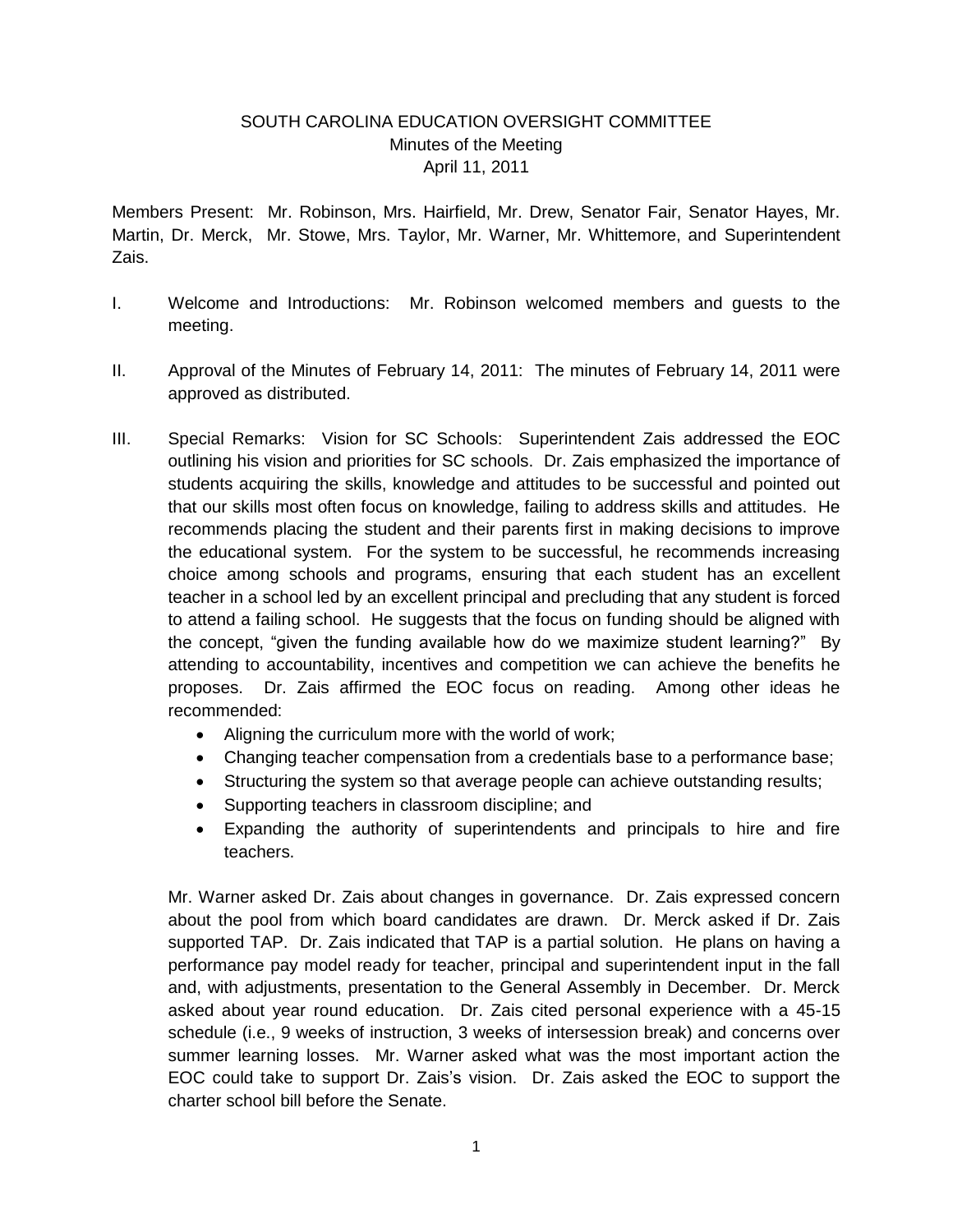# SOUTH CAROLINA EDUCATION OVERSIGHT COMMITTEE

Minutes of the Meeting
April 11, 2011

Members Present: Mr. Robinson, Mrs. Hairfield, Mr. Drew, Senator Fair, Senator Hayes, Mr. Martin, Dr. Merck, Mr. Stowe, Mrs. Taylor, Mr. Warner, Mr. Whittemore, and Superintendent Zais.

I. Welcome and Introductions: Mr. Robinson welcomed members and guests to the meeting.

II. Approval of the Minutes of February 14, 2011: The minutes of February 14, 2011 were approved as distributed.

III. Special Remarks: Vision for SC Schools: Superintendent Zais addressed the EOC outlining his vision and priorities for SC schools. Dr. Zais emphasized the importance of students acquiring the skills, knowledge and attitudes to be successful and pointed out that our skills most often focus on knowledge, failing to address skills and attitudes. He recommends placing the student and their parents first in making decisions to improve the educational system. For the system to be successful, he recommends increasing choice among schools and programs, ensuring that each student has an excellent teacher in a school led by an excellent principal and precluding that any student is forced to attend a failing school. He suggests that the focus on funding should be aligned with the concept, "given the funding available how do we maximize student learning?" By attending to accountability, incentives and competition we can achieve the benefits he proposes. Dr. Zais affirmed the EOC focus on reading. Among other ideas he recommended:

- Aligning the curriculum more with the world of work;
- Changing teacher compensation from a credentials base to a performance base;
- Structuring the system so that average people can achieve outstanding results;
- Supporting teachers in classroom discipline; and
- Expanding the authority of superintendents and principals to hire and fire teachers.

Mr. Warner asked Dr. Zais about changes in governance. Dr. Zais expressed concern about the pool from which board candidates are drawn. Dr. Merck asked if Dr. Zais supported TAP. Dr. Zais indicated that TAP is a partial solution. He plans on having a performance pay model ready for teacher, principal and superintendent input in the fall and, with adjustments, presentation to the General Assembly in December. Dr. Merck asked about year round education. Dr. Zais cited personal experience with a 45-15 schedule (i.e., 9 weeks of instruction, 3 weeks of intersession break) and concerns over summer learning losses. Mr. Warner asked what was the most important action the EOC could take to support Dr. Zais's vision. Dr. Zais asked the EOC to support the charter school bill before the Senate.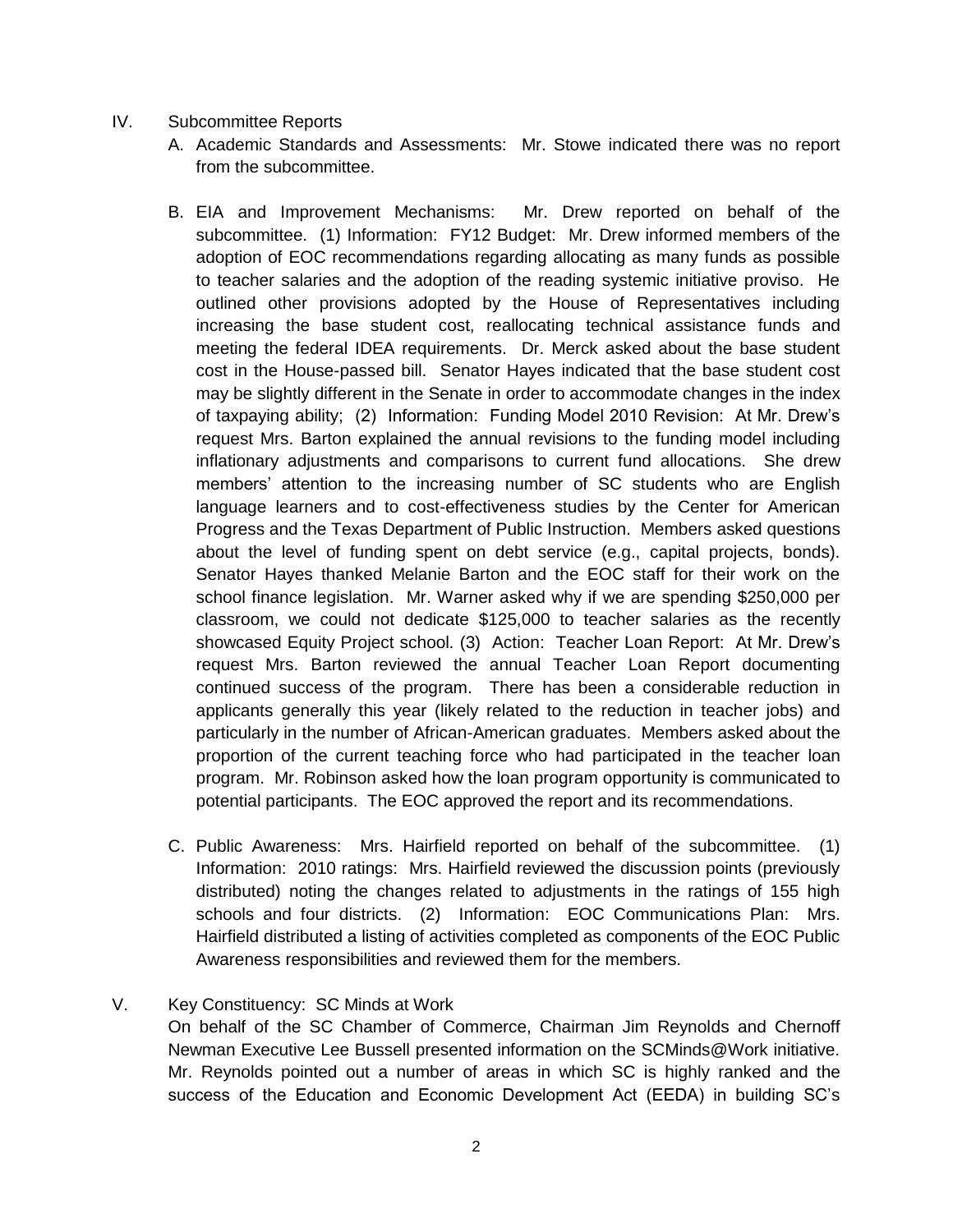IV. Subcommittee Reports

A. Academic Standards and Assessments: Mr. Stowe indicated there was no report from the subcommittee.

B. EIA and Improvement Mechanisms: Mr. Drew reported on behalf of the subcommittee. (1) Information: FY12 Budget: Mr. Drew informed members of the adoption of EOC recommendations regarding allocating as many funds as possible to teacher salaries and the adoption of the reading systemic initiative proviso. He outlined other provisions adopted by the House of Representatives including increasing the base student cost, reallocating technical assistance funds and meeting the federal IDEA requirements. Dr. Merck asked about the base student cost in the House-passed bill. Senator Hayes indicated that the base student cost may be slightly different in the Senate in order to accommodate changes in the index of taxpaying ability; (2) Information: Funding Model 2010 Revision: At Mr. Drew's request Mrs. Barton explained the annual revisions to the funding model including inflationary adjustments and comparisons to current fund allocations. She drew members' attention to the increasing number of SC students who are English language learners and to cost-effectiveness studies by the Center for American Progress and the Texas Department of Public Instruction. Members asked questions about the level of funding spent on debt service (e.g., capital projects, bonds). Senator Hayes thanked Melanie Barton and the EOC staff for their work on the school finance legislation. Mr. Warner asked why if we are spending $250,000 per classroom, we could not dedicate $125,000 to teacher salaries as the recently showcased Equity Project school. (3) Action: Teacher Loan Report: At Mr. Drew's request Mrs. Barton reviewed the annual Teacher Loan Report documenting continued success of the program. There has been a considerable reduction in applicants generally this year (likely related to the reduction in teacher jobs) and particularly in the number of African-American graduates. Members asked about the proportion of the current teaching force who had participated in the teacher loan program. Mr. Robinson asked how the loan program opportunity is communicated to potential participants. The EOC approved the report and its recommendations.

C. Public Awareness: Mrs. Hairfield reported on behalf of the subcommittee. (1) Information: 2010 ratings: Mrs. Hairfield reviewed the discussion points (previously distributed) noting the changes related to adjustments in the ratings of 155 high schools and four districts. (2) Information: EOC Communications Plan: Mrs. Hairfield distributed a listing of activities completed as components of the EOC Public Awareness responsibilities and reviewed them for the members.

V. Key Constituency: SC Minds at Work

On behalf of the SC Chamber of Commerce, Chairman Jim Reynolds and Chernoff Newman Executive Lee Bussell presented information on the SCMinds@Work initiative. Mr. Reynolds pointed out a number of areas in which SC is highly ranked and the success of the Education and Economic Development Act (EEDA) in building SC's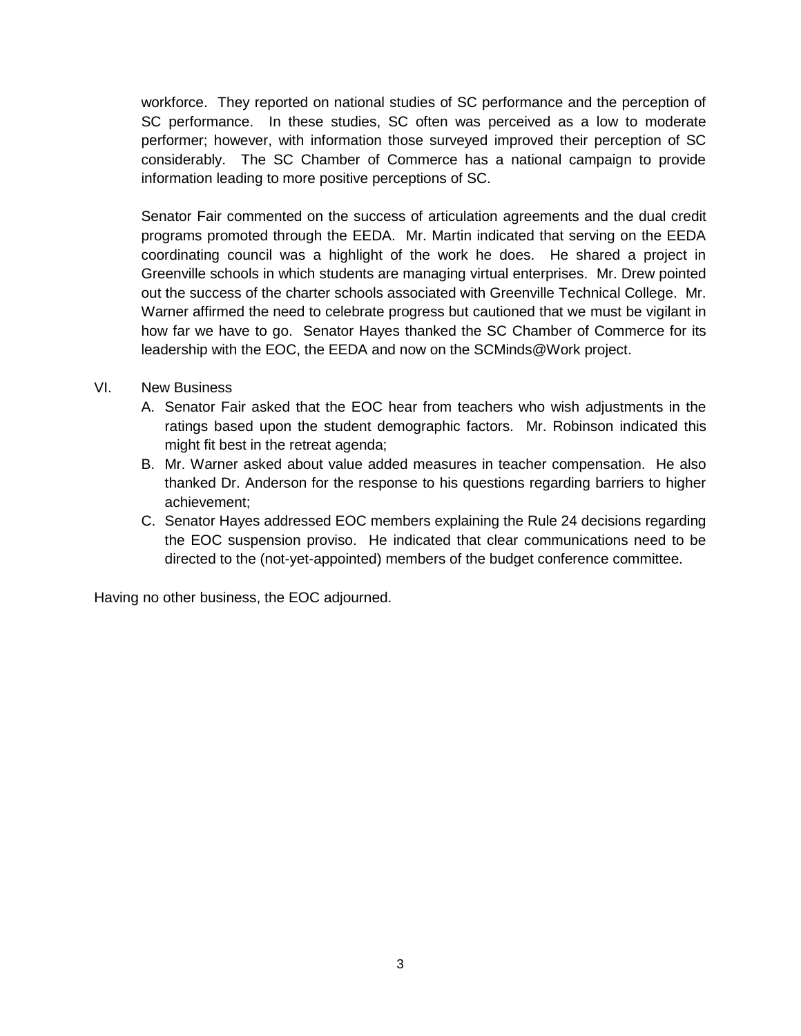workforce. They reported on national studies of SC performance and the perception of SC performance. In these studies, SC often was perceived as a low to moderate performer; however, with information those surveyed improved their perception of SC considerably. The SC Chamber of Commerce has a national campaign to provide information leading to more positive perceptions of SC.

Senator Fair commented on the success of articulation agreements and the dual credit programs promoted through the EEDA. Mr. Martin indicated that serving on the EEDA coordinating council was a highlight of the work he does. He shared a project in Greenville schools in which students are managing virtual enterprises. Mr. Drew pointed out the success of the charter schools associated with Greenville Technical College. Mr. Warner affirmed the need to celebrate progress but cautioned that we must be vigilant in how far we have to go. Senator Hayes thanked the SC Chamber of Commerce for its leadership with the EOC, the EEDA and now on the SCMinds@Work project.

VI. New Business

A. Senator Fair asked that the EOC hear from teachers who wish adjustments in the ratings based upon the student demographic factors. Mr. Robinson indicated this might fit best in the retreat agenda;

B. Mr. Warner asked about value added measures in teacher compensation. He also thanked Dr. Anderson for the response to his questions regarding barriers to higher achievement;

C. Senator Hayes addressed EOC members explaining the Rule 24 decisions regarding the EOC suspension proviso. He indicated that clear communications need to be directed to the (not-yet-appointed) members of the budget conference committee.

Having no other business, the EOC adjourned.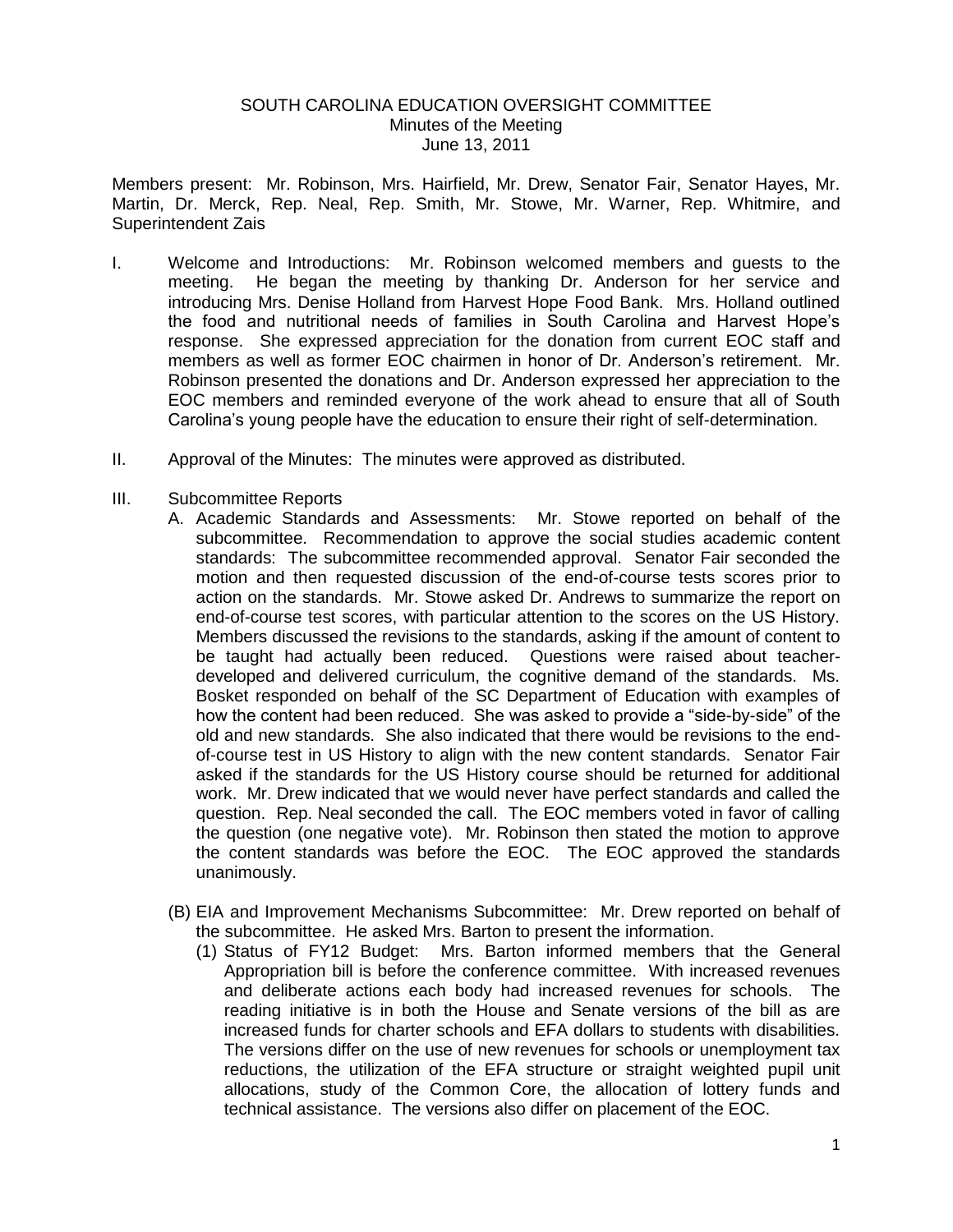SOUTH CAROLINA EDUCATION OVERSIGHT COMMITTEE
Minutes of the Meeting
June 13, 2011

Members present: Mr. Robinson, Mrs. Hairfield, Mr. Drew, Senator Fair, Senator Hayes, Mr. Martin, Dr. Merck, Rep. Neal, Rep. Smith, Mr. Stowe, Mr. Warner, Rep. Whitmire, and Superintendent Zais

I. Welcome and Introductions: Mr. Robinson welcomed members and guests to the meeting. He began the meeting by thanking Dr. Anderson for her service and introducing Mrs. Denise Holland from Harvest Hope Food Bank. Mrs. Holland outlined the food and nutritional needs of families in South Carolina and Harvest Hope's response. She expressed appreciation for the donation from current EOC staff and members as well as former EOC chairmen in honor of Dr. Anderson's retirement. Mr. Robinson presented the donations and Dr. Anderson expressed her appreciation to the EOC members and reminded everyone of the work ahead to ensure that all of South Carolina's young people have the education to ensure their right of self-determination.

II. Approval of the Minutes: The minutes were approved as distributed.

III. Subcommittee Reports

A. Academic Standards and Assessments: Mr. Stowe reported on behalf of the subcommittee. Recommendation to approve the social studies academic content standards: The subcommittee recommended approval. Senator Fair seconded the motion and then requested discussion of the end-of-course tests scores prior to action on the standards. Mr. Stowe asked Dr. Andrews to summarize the report on end-of-course test scores, with particular attention to the scores on the US History. Members discussed the revisions to the standards, asking if the amount of content to be taught had actually been reduced. Questions were raised about teacher-developed and delivered curriculum, the cognitive demand of the standards. Ms. Bosket responded on behalf of the SC Department of Education with examples of how the content had been reduced. She was asked to provide a "side-by-side" of the old and new standards. She also indicated that there would be revisions to the end-of-course test in US History to align with the new content standards. Senator Fair asked if the standards for the US History course should be returned for additional work. Mr. Drew indicated that we would never have perfect standards and called the question. Rep. Neal seconded the call. The EOC members voted in favor of calling the question (one negative vote). Mr. Robinson then stated the motion to approve the content standards was before the EOC. The EOC approved the standards unanimously.

(B) EIA and Improvement Mechanisms Subcommittee: Mr. Drew reported on behalf of the subcommittee. He asked Mrs. Barton to present the information.

(1) Status of FY12 Budget: Mrs. Barton informed members that the General Appropriation bill is before the conference committee. With increased revenues and deliberate actions each body had increased revenues for schools. The reading initiative is in both the House and Senate versions of the bill as are increased funds for charter schools and EFA dollars to students with disabilities. The versions differ on the use of new revenues for schools or unemployment tax reductions, the utilization of the EFA structure or straight weighted pupil unit allocations, study of the Common Core, the allocation of lottery funds and technical assistance. The versions also differ on placement of the EOC.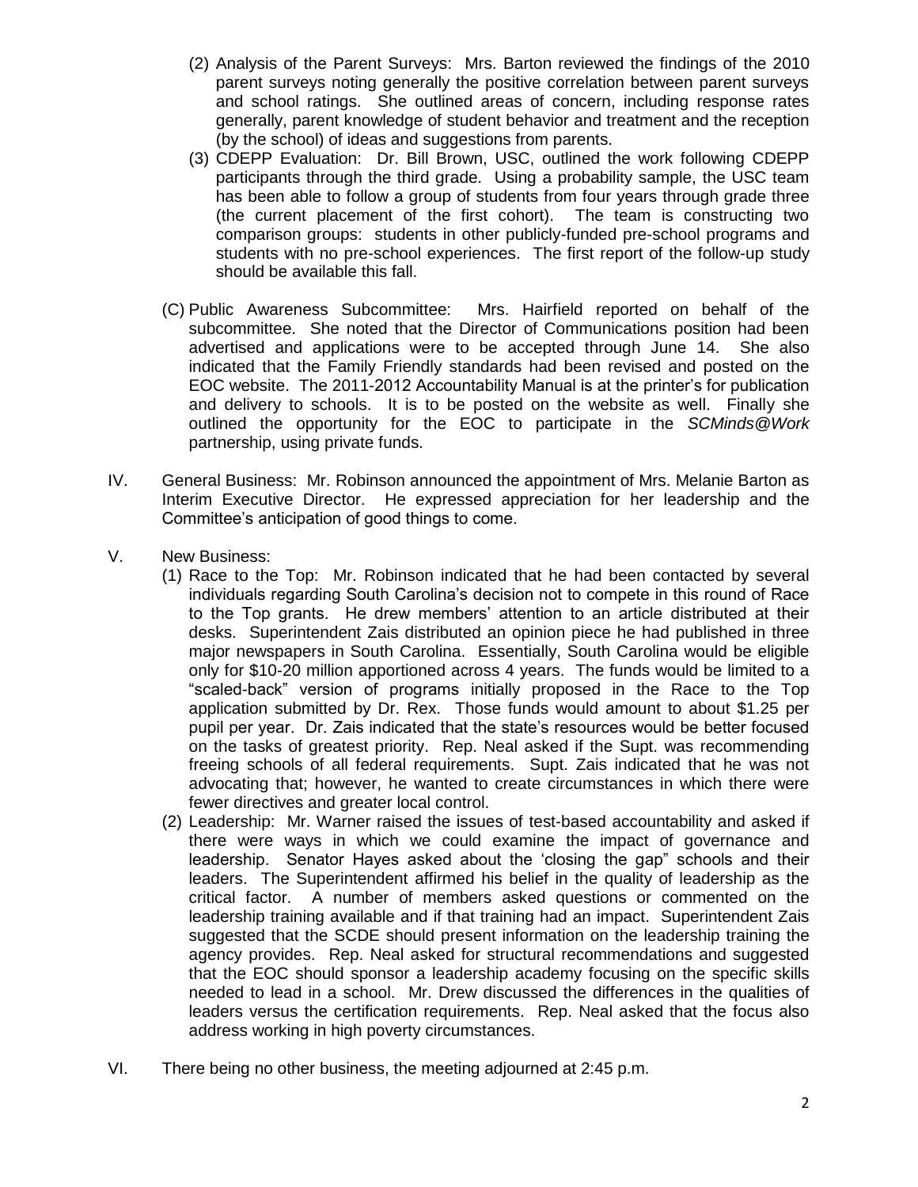(2) Analysis of the Parent Surveys: Mrs. Barton reviewed the findings of the 2010 parent surveys noting generally the positive correlation between parent surveys and school ratings. She outlined areas of concern, including response rates generally, parent knowledge of student behavior and treatment and the reception (by the school) of ideas and suggestions from parents.

(3) CDEPP Evaluation: Dr. Bill Brown, USC, outlined the work following CDEPP participants through the third grade. Using a probability sample, the USC team has been able to follow a group of students from four years through grade three (the current placement of the first cohort). The team is constructing two comparison groups: students in other publicly-funded pre-school programs and students with no pre-school experiences. The first report of the follow-up study should be available this fall.

(C) Public Awareness Subcommittee: Mrs. Hairfield reported on behalf of the subcommittee. She noted that the Director of Communications position had been advertised and applications were to be accepted through June 14. She also indicated that the Family Friendly standards had been revised and posted on the EOC website. The 2011-2012 Accountability Manual is at the printer's for publication and delivery to schools. It is to be posted on the website as well. Finally she outlined the opportunity for the EOC to participate in the *SCMinds@Work* partnership, using private funds.

IV. General Business: Mr. Robinson announced the appointment of Mrs. Melanie Barton as Interim Executive Director. He expressed appreciation for her leadership and the Committee's anticipation of good things to come.

V. New Business:

(1) Race to the Top: Mr. Robinson indicated that he had been contacted by several individuals regarding South Carolina's decision not to compete in this round of Race to the Top grants. He drew members' attention to an article distributed at their desks. Superintendent Zais distributed an opinion piece he had published in three major newspapers in South Carolina. Essentially, South Carolina would be eligible only for \$10-20 million apportioned across 4 years. The funds would be limited to a "scaled-back" version of programs initially proposed in the Race to the Top application submitted by Dr. Rex. Those funds would amount to about \$1.25 per pupil per year. Dr. Zais indicated that the state's resources would be better focused on the tasks of greatest priority. Rep. Neal asked if the Supt. was recommending freeing schools of all federal requirements. Supt. Zais indicated that he was not advocating that; however, he wanted to create circumstances in which there were fewer directives and greater local control.

(2) Leadership: Mr. Warner raised the issues of test-based accountability and asked if there were ways in which we could examine the impact of governance and leadership. Senator Hayes asked about the 'closing the gap" schools and their leaders. The Superintendent affirmed his belief in the quality of leadership as the critical factor. A number of members asked questions or commented on the leadership training available and if that training had an impact. Superintendent Zais suggested that the SCDE should present information on the leadership training the agency provides. Rep. Neal asked for structural recommendations and suggested that the EOC should sponsor a leadership academy focusing on the specific skills needed to lead in a school. Mr. Drew discussed the differences in the qualities of leaders versus the certification requirements. Rep. Neal asked that the focus also address working in high poverty circumstances.

VI. There being no other business, the meeting adjourned at 2:45 p.m.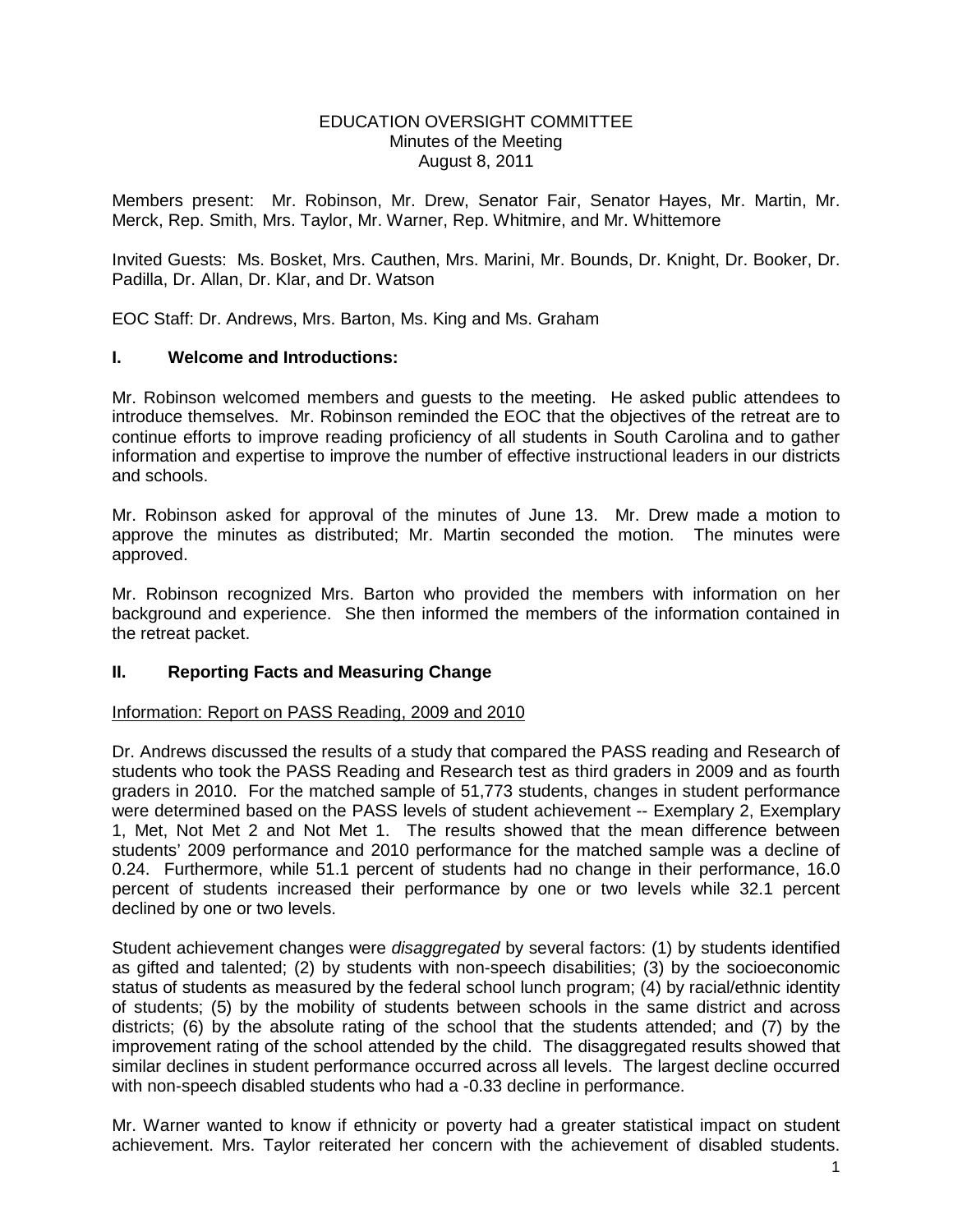EDUCATION OVERSIGHT COMMITTEE
Minutes of the Meeting
August 8, 2011

Members present: Mr. Robinson, Mr. Drew, Senator Fair, Senator Hayes, Mr. Martin, Mr. Merck, Rep. Smith, Mrs. Taylor, Mr. Warner, Rep. Whitmire, and Mr. Whittemore

Invited Guests: Ms. Bosket, Mrs. Cauthen, Mrs. Marini, Mr. Bounds, Dr. Knight, Dr. Booker, Dr. Padilla, Dr. Allan, Dr. Klar, and Dr. Watson

EOC Staff: Dr. Andrews, Mrs. Barton, Ms. King and Ms. Graham

## I. Welcome and Introductions:

Mr. Robinson welcomed members and guests to the meeting. He asked public attendees to introduce themselves. Mr. Robinson reminded the EOC that the objectives of the retreat are to continue efforts to improve reading proficiency of all students in South Carolina and to gather information and expertise to improve the number of effective instructional leaders in our districts and schools.

Mr. Robinson asked for approval of the minutes of June 13. Mr. Drew made a motion to approve the minutes as distributed; Mr. Martin seconded the motion. The minutes were approved.

Mr. Robinson recognized Mrs. Barton who provided the members with information on her background and experience. She then informed the members of the information contained in the retreat packet.

## II. Reporting Facts and Measuring Change

Information: Report on PASS Reading, 2009 and 2010

Dr. Andrews discussed the results of a study that compared the PASS reading and Research of students who took the PASS Reading and Research test as third graders in 2009 and as fourth graders in 2010. For the matched sample of 51,773 students, changes in student performance were determined based on the PASS levels of student achievement -- Exemplary 2, Exemplary 1, Met, Not Met 2 and Not Met 1. The results showed that the mean difference between students' 2009 performance and 2010 performance for the matched sample was a decline of 0.24. Furthermore, while 51.1 percent of students had no change in their performance, 16.0 percent of students increased their performance by one or two levels while 32.1 percent declined by one or two levels.

Student achievement changes were *disaggregated* by several factors: (1) by students identified as gifted and talented; (2) by students with non-speech disabilities; (3) by the socioeconomic status of students as measured by the federal school lunch program; (4) by racial/ethnic identity of students; (5) by the mobility of students between schools in the same district and across districts; (6) by the absolute rating of the school that the students attended; and (7) by the improvement rating of the school attended by the child. The disaggregated results showed that similar declines in student performance occurred across all levels. The largest decline occurred with non-speech disabled students who had a -0.33 decline in performance.

Mr. Warner wanted to know if ethnicity or poverty had a greater statistical impact on student achievement. Mrs. Taylor reiterated her concern with the achievement of disabled students.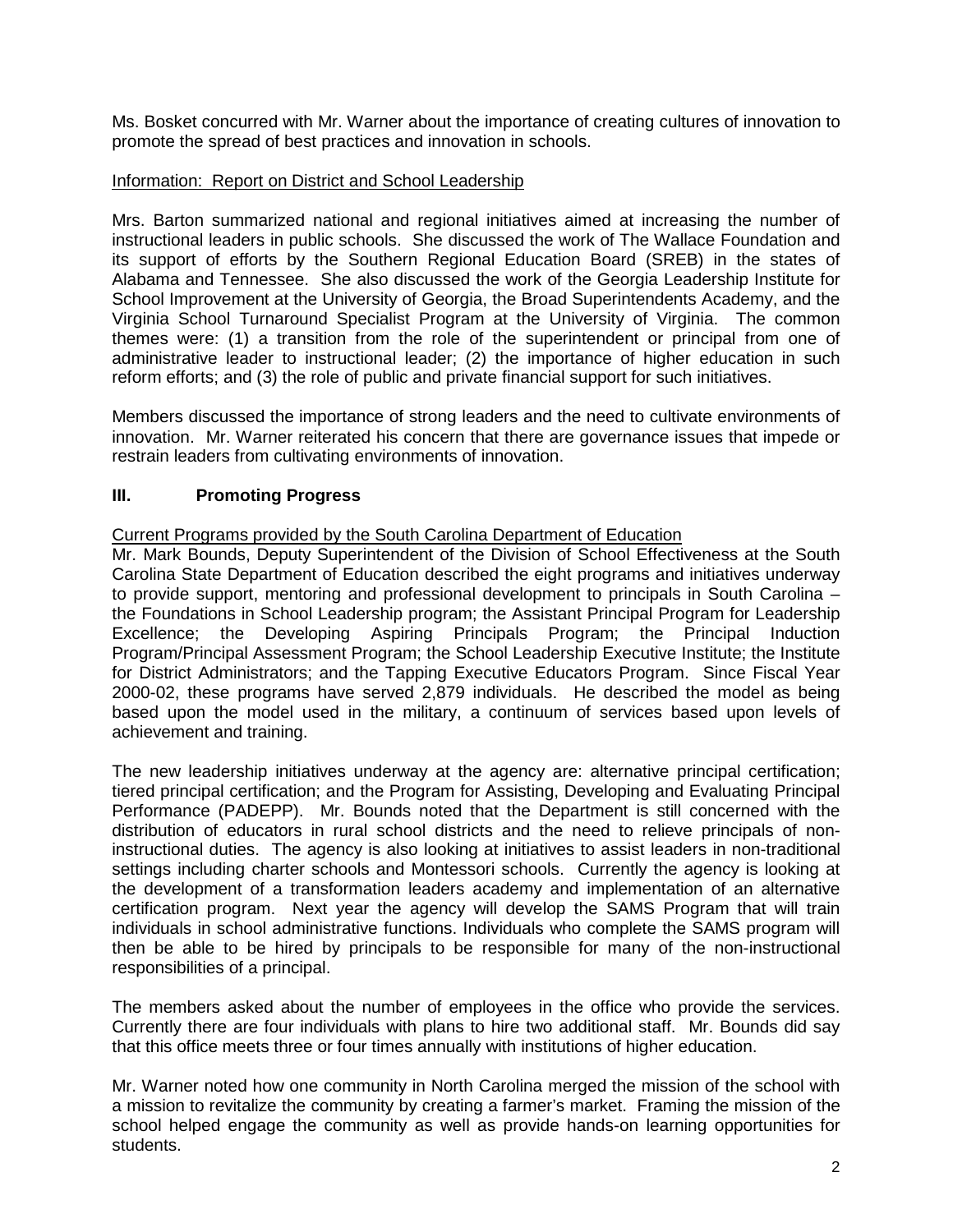Ms. Bosket concurred with Mr. Warner about the importance of creating cultures of innovation to promote the spread of best practices and innovation in schools.

<u>Information: Report on District and School Leadership</u>

Mrs. Barton summarized national and regional initiatives aimed at increasing the number of instructional leaders in public schools. She discussed the work of The Wallace Foundation and its support of efforts by the Southern Regional Education Board (SREB) in the states of Alabama and Tennessee. She also discussed the work of the Georgia Leadership Institute for School Improvement at the University of Georgia, the Broad Superintendents Academy, and the Virginia School Turnaround Specialist Program at the University of Virginia. The common themes were: (1) a transition from the role of the superintendent or principal from one of administrative leader to instructional leader; (2) the importance of higher education in such reform efforts; and (3) the role of public and private financial support for such initiatives.

Members discussed the importance of strong leaders and the need to cultivate environments of innovation. Mr. Warner reiterated his concern that there are governance issues that impede or restrain leaders from cultivating environments of innovation.

## III. Promoting Progress

<u>Current Programs provided by the South Carolina Department of Education</u>

Mr. Mark Bounds, Deputy Superintendent of the Division of School Effectiveness at the South Carolina State Department of Education described the eight programs and initiatives underway to provide support, mentoring and professional development to principals in South Carolina – the Foundations in School Leadership program; the Assistant Principal Program for Leadership Excellence; the Developing Aspiring Principals Program; the Principal Induction Program/Principal Assessment Program; the School Leadership Executive Institute; the Institute for District Administrators; and the Tapping Executive Educators Program. Since Fiscal Year 2000-02, these programs have served 2,879 individuals. He described the model as being based upon the model used in the military, a continuum of services based upon levels of achievement and training.

The new leadership initiatives underway at the agency are: alternative principal certification; tiered principal certification; and the Program for Assisting, Developing and Evaluating Principal Performance (PADEPP). Mr. Bounds noted that the Department is still concerned with the distribution of educators in rural school districts and the need to relieve principals of non-instructional duties. The agency is also looking at initiatives to assist leaders in non-traditional settings including charter schools and Montessori schools. Currently the agency is looking at the development of a transformation leaders academy and implementation of an alternative certification program. Next year the agency will develop the SAMS Program that will train individuals in school administrative functions. Individuals who complete the SAMS program will then be able to be hired by principals to be responsible for many of the non-instructional responsibilities of a principal.

The members asked about the number of employees in the office who provide the services. Currently there are four individuals with plans to hire two additional staff. Mr. Bounds did say that this office meets three or four times annually with institutions of higher education.

Mr. Warner noted how one community in North Carolina merged the mission of the school with a mission to revitalize the community by creating a farmer's market. Framing the mission of the school helped engage the community as well as provide hands-on learning opportunities for students.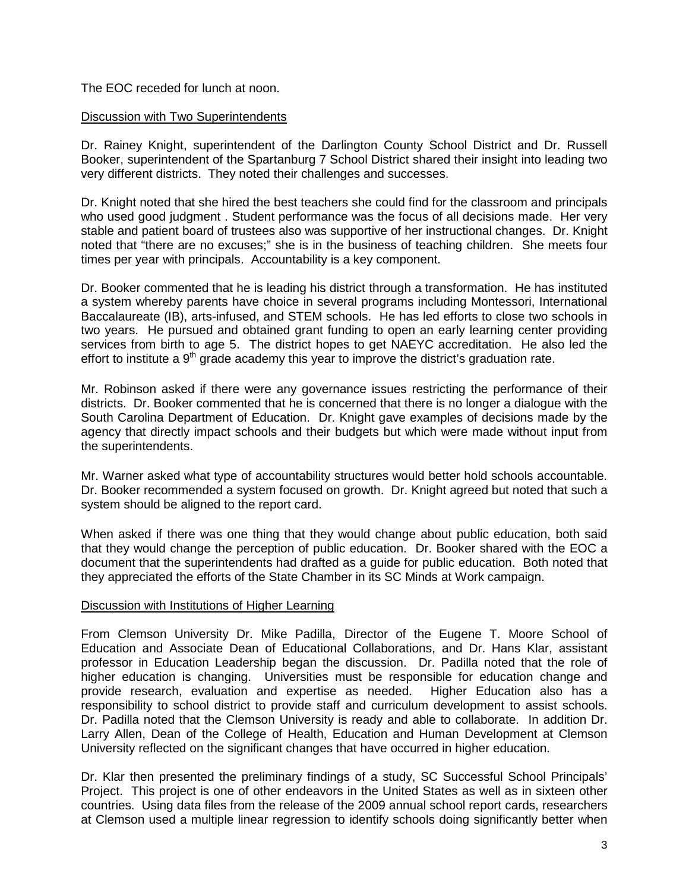The EOC receded for lunch at noon.

Discussion with Two Superintendents

Dr. Rainey Knight, superintendent of the Darlington County School District and Dr. Russell Booker, superintendent of the Spartanburg 7 School District shared their insight into leading two very different districts. They noted their challenges and successes.

Dr. Knight noted that she hired the best teachers she could find for the classroom and principals who used good judgment . Student performance was the focus of all decisions made. Her very stable and patient board of trustees also was supportive of her instructional changes. Dr. Knight noted that "there are no excuses;" she is in the business of teaching children. She meets four times per year with principals. Accountability is a key component.

Dr. Booker commented that he is leading his district through a transformation. He has instituted a system whereby parents have choice in several programs including Montessori, International Baccalaureate (IB), arts-infused, and STEM schools. He has led efforts to close two schools in two years. He pursued and obtained grant funding to open an early learning center providing services from birth to age 5. The district hopes to get NAEYC accreditation. He also led the effort to institute a 9th grade academy this year to improve the district's graduation rate.

Mr. Robinson asked if there were any governance issues restricting the performance of their districts. Dr. Booker commented that he is concerned that there is no longer a dialogue with the South Carolina Department of Education. Dr. Knight gave examples of decisions made by the agency that directly impact schools and their budgets but which were made without input from the superintendents.

Mr. Warner asked what type of accountability structures would better hold schools accountable. Dr. Booker recommended a system focused on growth. Dr. Knight agreed but noted that such a system should be aligned to the report card.

When asked if there was one thing that they would change about public education, both said that they would change the perception of public education. Dr. Booker shared with the EOC a document that the superintendents had drafted as a guide for public education. Both noted that they appreciated the efforts of the State Chamber in its SC Minds at Work campaign.

Discussion with Institutions of Higher Learning

From Clemson University Dr. Mike Padilla, Director of the Eugene T. Moore School of Education and Associate Dean of Educational Collaborations, and Dr. Hans Klar, assistant professor in Education Leadership began the discussion. Dr. Padilla noted that the role of higher education is changing. Universities must be responsible for education change and provide research, evaluation and expertise as needed. Higher Education also has a responsibility to school district to provide staff and curriculum development to assist schools. Dr. Padilla noted that the Clemson University is ready and able to collaborate. In addition Dr. Larry Allen, Dean of the College of Health, Education and Human Development at Clemson University reflected on the significant changes that have occurred in higher education.

Dr. Klar then presented the preliminary findings of a study, SC Successful School Principals' Project. This project is one of other endeavors in the United States as well as in sixteen other countries. Using data files from the release of the 2009 annual school report cards, researchers at Clemson used a multiple linear regression to identify schools doing significantly better when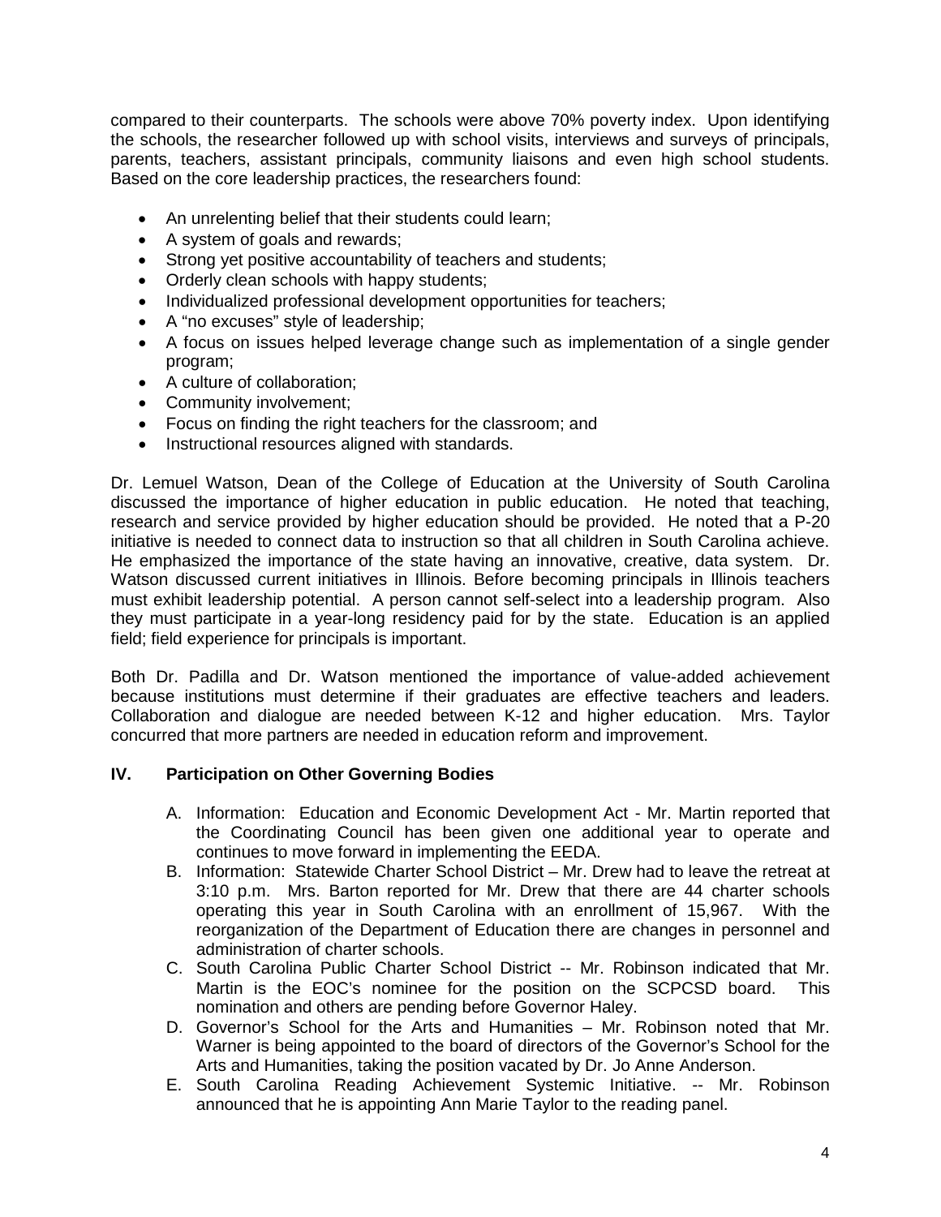compared to their counterparts. The schools were above 70% poverty index. Upon identifying the schools, the researcher followed up with school visits, interviews and surveys of principals, parents, teachers, assistant principals, community liaisons and even high school students. Based on the core leadership practices, the researchers found:

- An unrelenting belief that their students could learn;
- A system of goals and rewards;
- Strong yet positive accountability of teachers and students;
- Orderly clean schools with happy students;
- Individualized professional development opportunities for teachers;
- A "no excuses" style of leadership;
- A focus on issues helped leverage change such as implementation of a single gender program;
- A culture of collaboration;
- Community involvement;
- Focus on finding the right teachers for the classroom; and
- Instructional resources aligned with standards.

Dr. Lemuel Watson, Dean of the College of Education at the University of South Carolina discussed the importance of higher education in public education. He noted that teaching, research and service provided by higher education should be provided. He noted that a P-20 initiative is needed to connect data to instruction so that all children in South Carolina achieve. He emphasized the importance of the state having an innovative, creative, data system. Dr. Watson discussed current initiatives in Illinois. Before becoming principals in Illinois teachers must exhibit leadership potential. A person cannot self-select into a leadership program. Also they must participate in a year-long residency paid for by the state. Education is an applied field; field experience for principals is important.

Both Dr. Padilla and Dr. Watson mentioned the importance of value-added achievement because institutions must determine if their graduates are effective teachers and leaders. Collaboration and dialogue are needed between K-12 and higher education. Mrs. Taylor concurred that more partners are needed in education reform and improvement.

## IV. Participation on Other Governing Bodies

A. Information: Education and Economic Development Act - Mr. Martin reported that the Coordinating Council has been given one additional year to operate and continues to move forward in implementing the EEDA.

B. Information: Statewide Charter School District – Mr. Drew had to leave the retreat at 3:10 p.m. Mrs. Barton reported for Mr. Drew that there are 44 charter schools operating this year in South Carolina with an enrollment of 15,967. With the reorganization of the Department of Education there are changes in personnel and administration of charter schools.

C. South Carolina Public Charter School District -- Mr. Robinson indicated that Mr. Martin is the EOC's nominee for the position on the SCPCSD board. This nomination and others are pending before Governor Haley.

D. Governor's School for the Arts and Humanities – Mr. Robinson noted that Mr. Warner is being appointed to the board of directors of the Governor's School for the Arts and Humanities, taking the position vacated by Dr. Jo Anne Anderson.

E. South Carolina Reading Achievement Systemic Initiative. -- Mr. Robinson announced that he is appointing Ann Marie Taylor to the reading panel.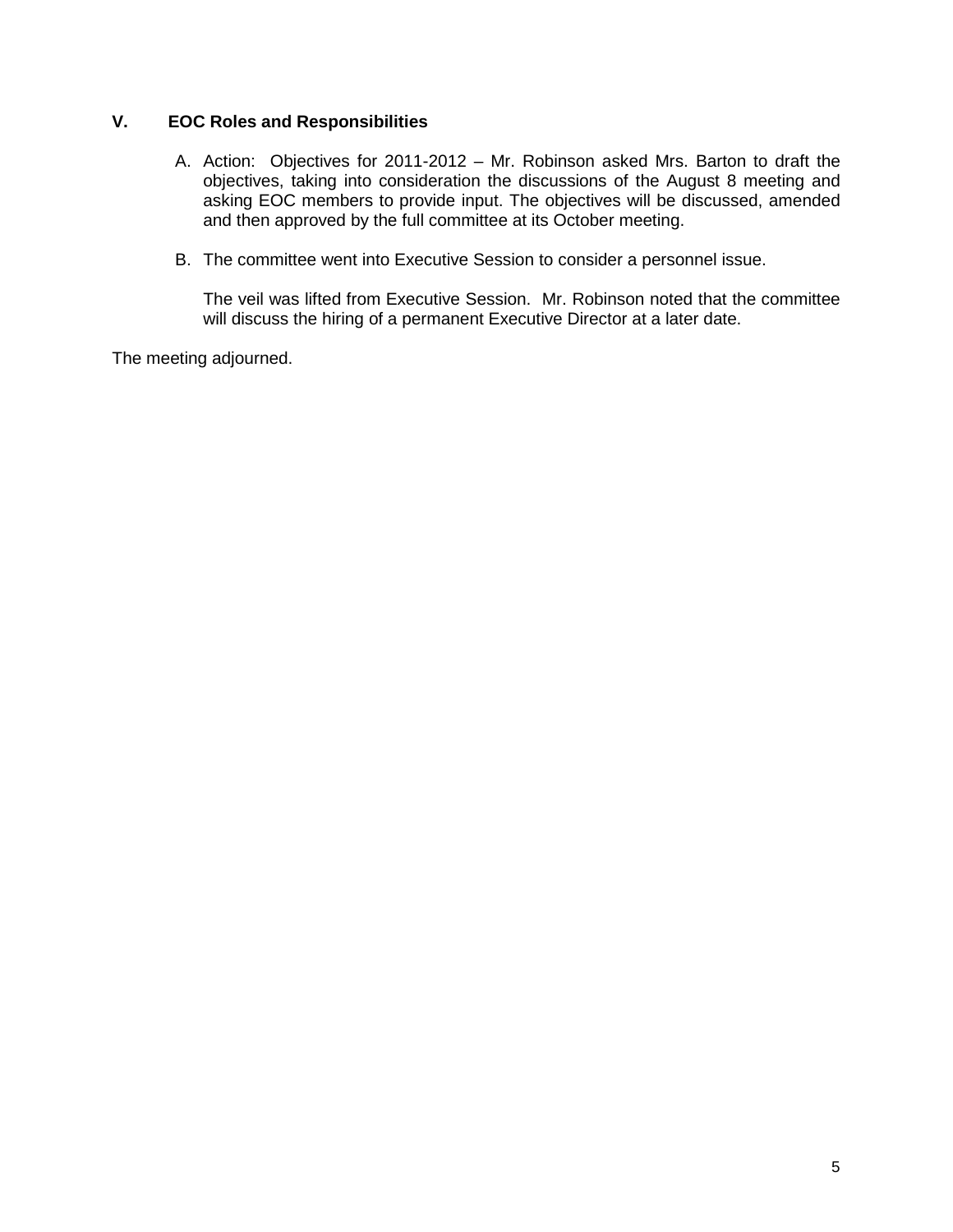## V. EOC Roles and Responsibilities

A. Action: Objectives for 2011-2012 – Mr. Robinson asked Mrs. Barton to draft the objectives, taking into consideration the discussions of the August 8 meeting and asking EOC members to provide input. The objectives will be discussed, amended and then approved by the full committee at its October meeting.

B. The committee went into Executive Session to consider a personnel issue.

   The veil was lifted from Executive Session. Mr. Robinson noted that the committee will discuss the hiring of a permanent Executive Director at a later date.

The meeting adjourned.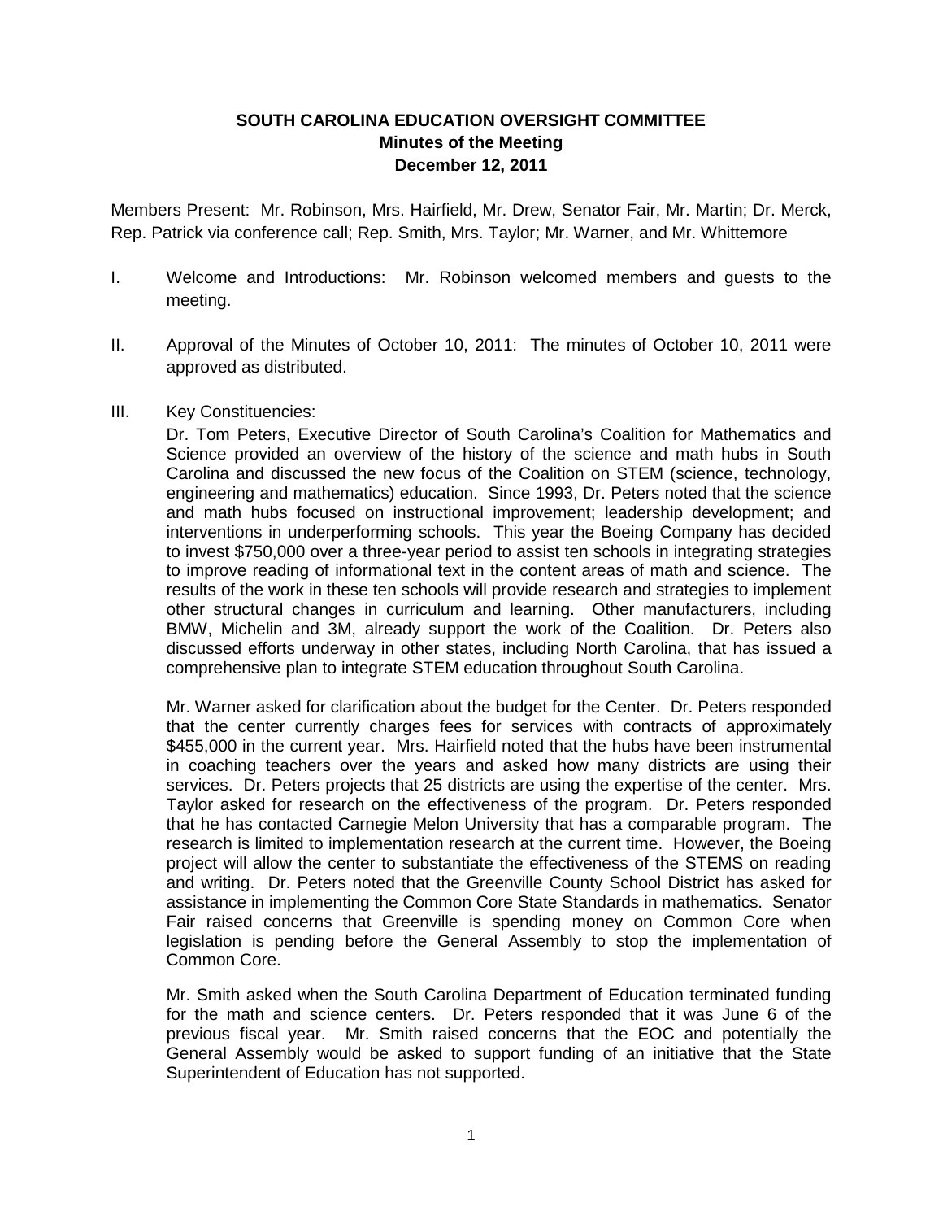**SOUTH CAROLINA EDUCATION OVERSIGHT COMMITTEE**
**Minutes of the Meeting**
**December 12, 2011**

Members Present: Mr. Robinson, Mrs. Hairfield, Mr. Drew, Senator Fair, Mr. Martin; Dr. Merck, Rep. Patrick via conference call; Rep. Smith, Mrs. Taylor; Mr. Warner, and Mr. Whittemore

I. Welcome and Introductions: Mr. Robinson welcomed members and guests to the meeting.

II. Approval of the Minutes of October 10, 2011: The minutes of October 10, 2011 were approved as distributed.

III. Key Constituencies:

Dr. Tom Peters, Executive Director of South Carolina's Coalition for Mathematics and Science provided an overview of the history of the science and math hubs in South Carolina and discussed the new focus of the Coalition on STEM (science, technology, engineering and mathematics) education. Since 1993, Dr. Peters noted that the science and math hubs focused on instructional improvement; leadership development; and interventions in underperforming schools. This year the Boeing Company has decided to invest $750,000 over a three-year period to assist ten schools in integrating strategies to improve reading of informational text in the content areas of math and science. The results of the work in these ten schools will provide research and strategies to implement other structural changes in curriculum and learning. Other manufacturers, including BMW, Michelin and 3M, already support the work of the Coalition. Dr. Peters also discussed efforts underway in other states, including North Carolina, that has issued a comprehensive plan to integrate STEM education throughout South Carolina.

Mr. Warner asked for clarification about the budget for the Center. Dr. Peters responded that the center currently charges fees for services with contracts of approximately $455,000 in the current year. Mrs. Hairfield noted that the hubs have been instrumental in coaching teachers over the years and asked how many districts are using their services. Dr. Peters projects that 25 districts are using the expertise of the center. Mrs. Taylor asked for research on the effectiveness of the program. Dr. Peters responded that he has contacted Carnegie Melon University that has a comparable program. The research is limited to implementation research at the current time. However, the Boeing project will allow the center to substantiate the effectiveness of the STEMS on reading and writing. Dr. Peters noted that the Greenville County School District has asked for assistance in implementing the Common Core State Standards in mathematics. Senator Fair raised concerns that Greenville is spending money on Common Core when legislation is pending before the General Assembly to stop the implementation of Common Core.

Mr. Smith asked when the South Carolina Department of Education terminated funding for the math and science centers. Dr. Peters responded that it was June 6 of the previous fiscal year. Mr. Smith raised concerns that the EOC and potentially the General Assembly would be asked to support funding of an initiative that the State Superintendent of Education has not supported.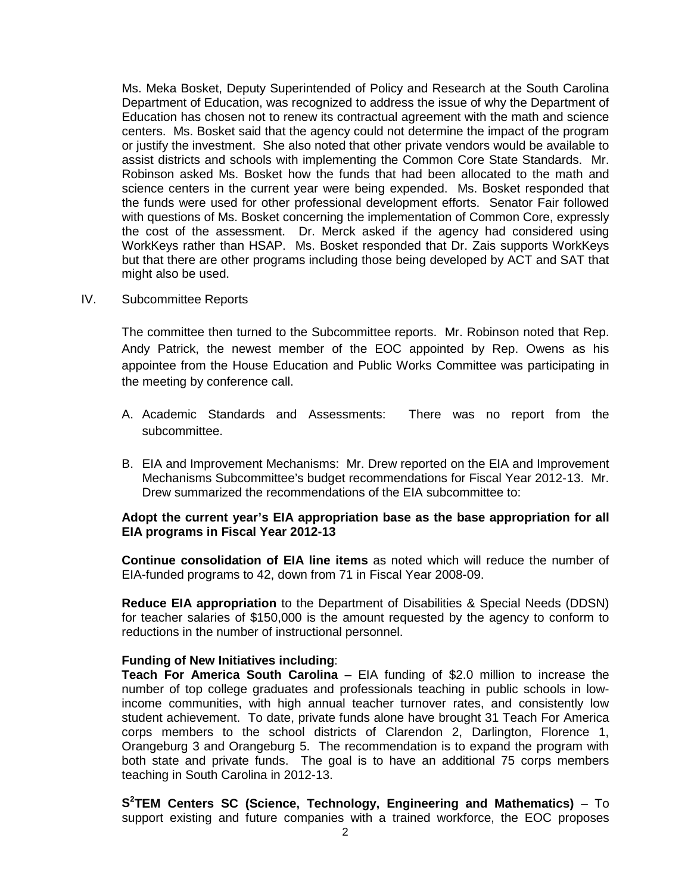Ms. Meka Bosket, Deputy Superintended of Policy and Research at the South Carolina Department of Education, was recognized to address the issue of why the Department of Education has chosen not to renew its contractual agreement with the math and science centers. Ms. Bosket said that the agency could not determine the impact of the program or justify the investment. She also noted that other private vendors would be available to assist districts and schools with implementing the Common Core State Standards. Mr. Robinson asked Ms. Bosket how the funds that had been allocated to the math and science centers in the current year were being expended. Ms. Bosket responded that the funds were used for other professional development efforts. Senator Fair followed with questions of Ms. Bosket concerning the implementation of Common Core, expressly the cost of the assessment. Dr. Merck asked if the agency had considered using WorkKeys rather than HSAP. Ms. Bosket responded that Dr. Zais supports WorkKeys but that there are other programs including those being developed by ACT and SAT that might also be used.

IV. Subcommittee Reports

The committee then turned to the Subcommittee reports. Mr. Robinson noted that Rep. Andy Patrick, the newest member of the EOC appointed by Rep. Owens as his appointee from the House Education and Public Works Committee was participating in the meeting by conference call.

A. Academic Standards and Assessments: There was no report from the subcommittee.

B. EIA and Improvement Mechanisms: Mr. Drew reported on the EIA and Improvement Mechanisms Subcommittee's budget recommendations for Fiscal Year 2012-13. Mr. Drew summarized the recommendations of the EIA subcommittee to:

**Adopt the current year's EIA appropriation base as the base appropriation for all EIA programs in Fiscal Year 2012-13**

**Continue consolidation of EIA line items** as noted which will reduce the number of EIA-funded programs to 42, down from 71 in Fiscal Year 2008-09.

**Reduce EIA appropriation** to the Department of Disabilities & Special Needs (DDSN) for teacher salaries of $150,000 is the amount requested by the agency to conform to reductions in the number of instructional personnel.

**Funding of New Initiatives including**:

**Teach For America South Carolina** – EIA funding of $2.0 million to increase the number of top college graduates and professionals teaching in public schools in low-income communities, with high annual teacher turnover rates, and consistently low student achievement. To date, private funds alone have brought 31 Teach For America corps members to the school districts of Clarendon 2, Darlington, Florence 1, Orangeburg 3 and Orangeburg 5. The recommendation is to expand the program with both state and private funds. The goal is to have an additional 75 corps members teaching in South Carolina in 2012-13.

**S²TEM Centers SC (Science, Technology, Engineering and Mathematics)** – To support existing and future companies with a trained workforce, the EOC proposes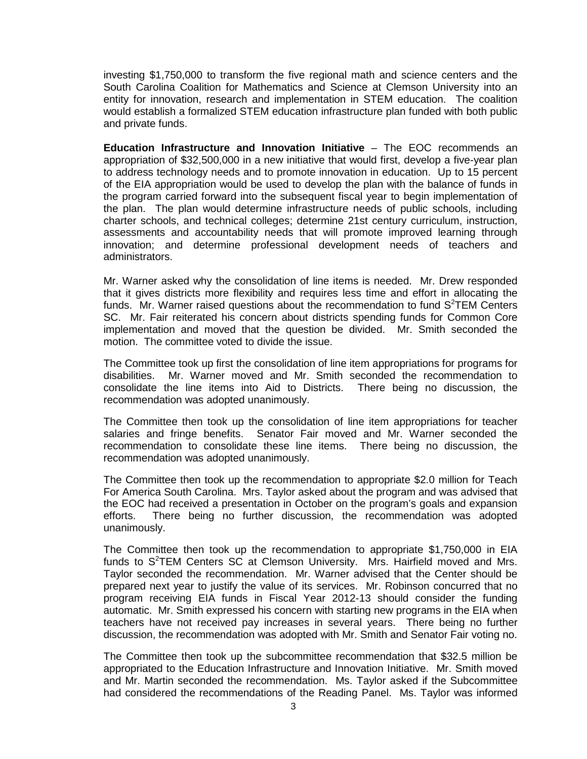investing $1,750,000 to transform the five regional math and science centers and the South Carolina Coalition for Mathematics and Science at Clemson University into an entity for innovation, research and implementation in STEM education. The coalition would establish a formalized STEM education infrastructure plan funded with both public and private funds.

**Education Infrastructure and Innovation Initiative** – The EOC recommends an appropriation of $32,500,000 in a new initiative that would first, develop a five-year plan to address technology needs and to promote innovation in education. Up to 15 percent of the EIA appropriation would be used to develop the plan with the balance of funds in the program carried forward into the subsequent fiscal year to begin implementation of the plan. The plan would determine infrastructure needs of public schools, including charter schools, and technical colleges; determine 21st century curriculum, instruction, assessments and accountability needs that will promote improved learning through innovation; and determine professional development needs of teachers and administrators.

Mr. Warner asked why the consolidation of line items is needed. Mr. Drew responded that it gives districts more flexibility and requires less time and effort in allocating the funds. Mr. Warner raised questions about the recommendation to fund $S^2$TEM Centers SC. Mr. Fair reiterated his concern about districts spending funds for Common Core implementation and moved that the question be divided. Mr. Smith seconded the motion. The committee voted to divide the issue.

The Committee took up first the consolidation of line item appropriations for programs for disabilities. Mr. Warner moved and Mr. Smith seconded the recommendation to consolidate the line items into Aid to Districts. There being no discussion, the recommendation was adopted unanimously.

The Committee then took up the consolidation of line item appropriations for teacher salaries and fringe benefits. Senator Fair moved and Mr. Warner seconded the recommendation to consolidate these line items. There being no discussion, the recommendation was adopted unanimously.

The Committee then took up the recommendation to appropriate $2.0 million for Teach For America South Carolina. Mrs. Taylor asked about the program and was advised that the EOC had received a presentation in October on the program's goals and expansion efforts. There being no further discussion, the recommendation was adopted unanimously.

The Committee then took up the recommendation to appropriate $1,750,000 in EIA funds to $S^2$TEM Centers SC at Clemson University. Mrs. Hairfield moved and Mrs. Taylor seconded the recommendation. Mr. Warner advised that the Center should be prepared next year to justify the value of its services. Mr. Robinson concurred that no program receiving EIA funds in Fiscal Year 2012-13 should consider the funding automatic. Mr. Smith expressed his concern with starting new programs in the EIA when teachers have not received pay increases in several years. There being no further discussion, the recommendation was adopted with Mr. Smith and Senator Fair voting no.

The Committee then took up the subcommittee recommendation that $32.5 million be appropriated to the Education Infrastructure and Innovation Initiative. Mr. Smith moved and Mr. Martin seconded the recommendation. Ms. Taylor asked if the Subcommittee had considered the recommendations of the Reading Panel. Ms. Taylor was informed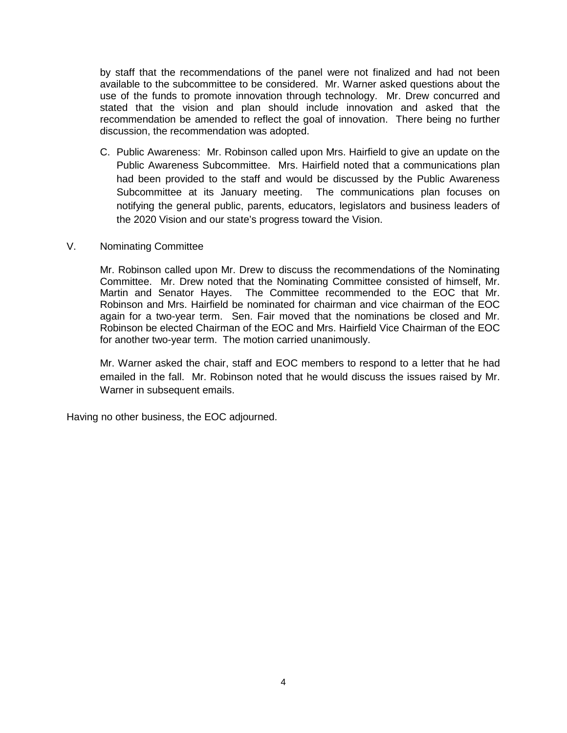by staff that the recommendations of the panel were not finalized and had not been available to the subcommittee to be considered. Mr. Warner asked questions about the use of the funds to promote innovation through technology. Mr. Drew concurred and stated that the vision and plan should include innovation and asked that the recommendation be amended to reflect the goal of innovation. There being no further discussion, the recommendation was adopted.

C. Public Awareness: Mr. Robinson called upon Mrs. Hairfield to give an update on the Public Awareness Subcommittee. Mrs. Hairfield noted that a communications plan had been provided to the staff and would be discussed by the Public Awareness Subcommittee at its January meeting. The communications plan focuses on notifying the general public, parents, educators, legislators and business leaders of the 2020 Vision and our state's progress toward the Vision.

V. Nominating Committee

Mr. Robinson called upon Mr. Drew to discuss the recommendations of the Nominating Committee. Mr. Drew noted that the Nominating Committee consisted of himself, Mr. Martin and Senator Hayes. The Committee recommended to the EOC that Mr. Robinson and Mrs. Hairfield be nominated for chairman and vice chairman of the EOC again for a two-year term. Sen. Fair moved that the nominations be closed and Mr. Robinson be elected Chairman of the EOC and Mrs. Hairfield Vice Chairman of the EOC for another two-year term. The motion carried unanimously.

Mr. Warner asked the chair, staff and EOC members to respond to a letter that he had emailed in the fall. Mr. Robinson noted that he would discuss the issues raised by Mr. Warner in subsequent emails.

Having no other business, the EOC adjourned.